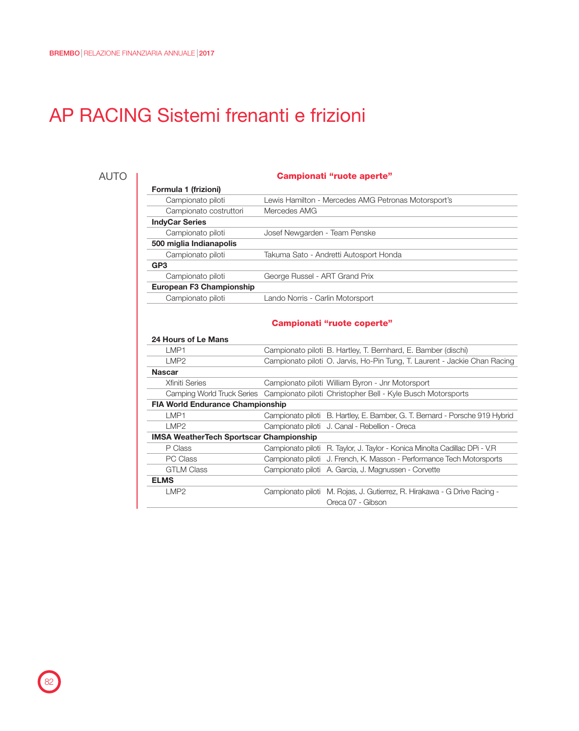# AP RACING Sistemi frenanti e frizioni

AUTO

## Campionati "ruote aperte"

| | | |
|---|---|---|
| **Formula 1 (frizioni)** | | |
| | Campionato piloti | Lewis Hamilton - Mercedes AMG Petronas Motorsport's |
| | Campionato costruttori | Mercedes AMG |
| **IndyCar Series** | | |
| | Campionato piloti | Josef Newgarden - Team Penske |
| **500 miglia Indianapolis** | | |
| | Campionato piloti | Takuma Sato - Andretti Autosport Honda |
| **GP3** | | |
| | Campionato piloti | George Russel - ART Grand Prix |
| **European F3 Championship** | | |
| | Campionato piloti | Lando Norris - Carlin Motorsport |

## Campionati "ruote coperte"

| | | | |
|---|---|---|---|
| **24 Hours of Le Mans** | | | |
| | LMP1 | Campionato piloti | B. Hartley, T. Bernhard, E. Bamber (dischi) |
| | LMP2 | Campionato piloti | O. Jarvis, Ho-Pin Tung, T. Laurent - Jackie Chan Racing |
| **Nascar** | | | |
| | Xfiniti Series | Campionato piloti | William Byron - Jnr Motorsport |
| | Camping World Truck Series | Campionato piloti | Christopher Bell - Kyle Busch Motorsports |
| **FIA World Endurance Championship** | | | |
| | LMP1 | Campionato piloti | B. Hartley, E. Bamber, G. T. Bernard - Porsche 919 Hybrid |
| | LMP2 | Campionato piloti | J. Canal - Rebellion - Oreca |
| **IMSA WeatherTech Sportscar Championship** | | | |
| | P Class | Campionato piloti | R. Taylor, J. Taylor - Konica Minolta Cadillac DPi - V.R |
| | PC Class | Campionato piloti | J. French, K. Masson - Performance Tech Motorsports |
| | GTLM Class | Campionato piloti | A. Garcia, J. Magnussen - Corvette |
| **ELMS** | | | |
| | LMP2 | Campionato piloti | M. Rojas, J. Gutierrez, R. Hirakawa - G Drive Racing - Oreca 07 - Gibson |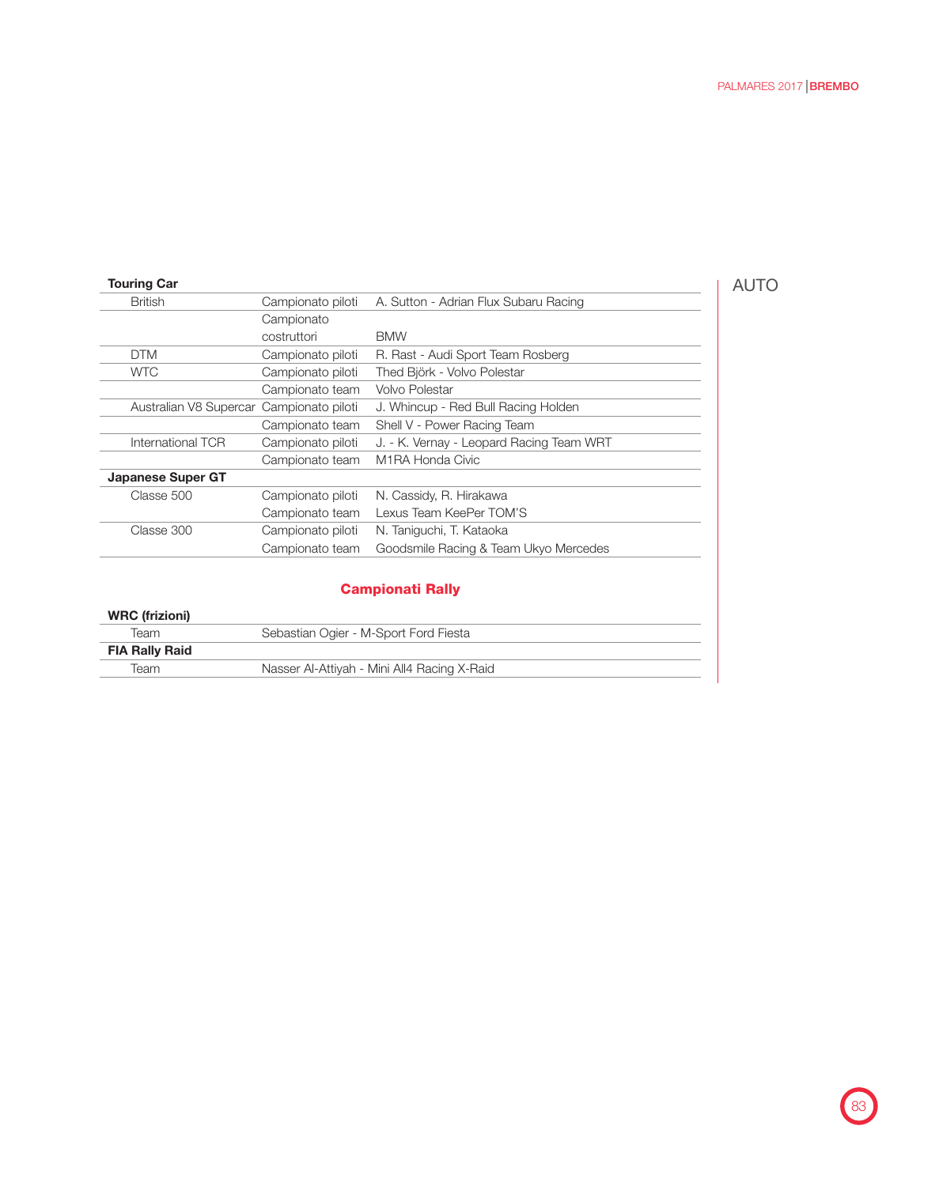AUTO

| | | |
|---|---|---|
| **Touring Car** | | |
| British | Campionato piloti | A. Sutton - Adrian Flux Subaru Racing |
| | Campionato costruttori | BMW |
| DTM | Campionato piloti | R. Rast - Audi Sport Team Rosberg |
| WTC | Campionato piloti | Thed Björk - Volvo Polestar |
| | Campionato team | Volvo Polestar |
| Australian V8 Supercar | Campionato piloti | J. Whincup - Red Bull Racing Holden |
| | Campionato team | Shell V - Power Racing Team |
| International TCR | Campionato piloti | J. - K. Vernay - Leopard Racing Team WRT |
| | Campionato team | M1RA Honda Civic |
| **Japanese Super GT** | | |
| Classe 500 | Campionato piloti | N. Cassidy, R. Hirakawa |
| | Campionato team | Lexus Team KeePer TOM'S |
| Classe 300 | Campionato piloti | N. Taniguchi, T. Kataoka |
| | Campionato team | Goodsmile Racing & Team Ukyo Mercedes |

## Campionati Rally

| | |
|---|---|
| **WRC (frizioni)** | |
| Team | Sebastian Ogier - M-Sport Ford Fiesta |
| **FIA Rally Raid** | |
| Team | Nasser Al-Attiyah - Mini All4 Racing X-Raid |